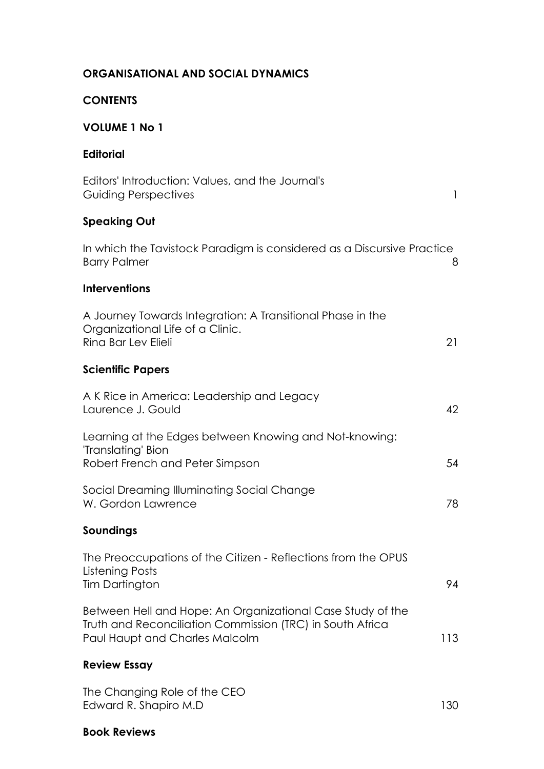# ORGANISATIONAL AND SOCIAL DYNAMICS

## CONTENTS

## VOLUME 1 No 1

### Editorial

Editors' Introduction: Values, and the Journal's Guiding Perspectives — 1

### Speaking Out

In which the Tavistock Paradigm is considered as a Discursive Practice
Barry Palmer — 8

### Interventions

A Journey Towards Integration: A Transitional Phase in the Organizational Life of a Clinic.
Rina Bar Lev Elieli — 21

### Scientific Papers

A K Rice in America: Leadership and Legacy
Laurence J. Gould — 42

Learning at the Edges between Knowing and Not-knowing: 'Translating' Bion
Robert French and Peter Simpson — 54

Social Dreaming Illuminating Social Change
W. Gordon Lawrence — 78

### Soundings

The Preoccupations of the Citizen - Reflections from the OPUS Listening Posts
Tim Dartington — 94

Between Hell and Hope: An Organizational Case Study of the Truth and Reconciliation Commission (TRC) in South Africa
Paul Haupt and Charles Malcolm — 113

### Review Essay

The Changing Role of the CEO
Edward R. Shapiro M.D — 130

### Book Reviews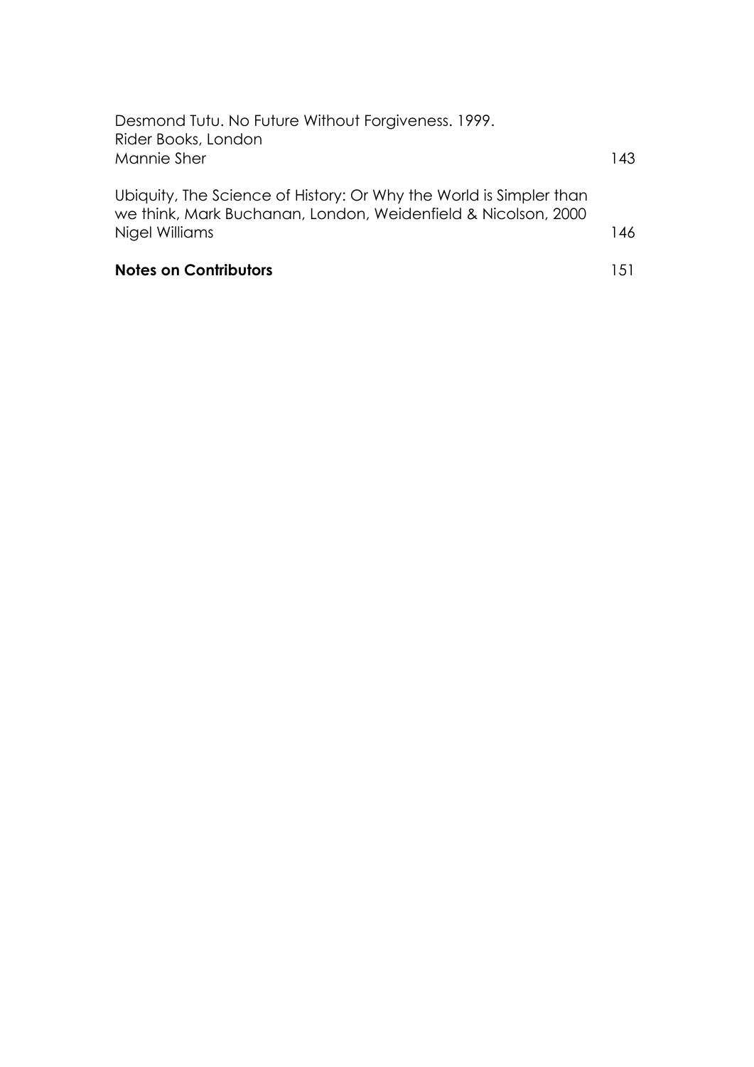Desmond Tutu. No Future Without Forgiveness. 1999.
Rider Books, London
Mannie Sher 143

Ubiquity, The Science of History: Or Why the World is Simpler than we think, Mark Buchanan, London, Weidenfield & Nicolson, 2000
Nigel Williams 146

**Notes on Contributors** 151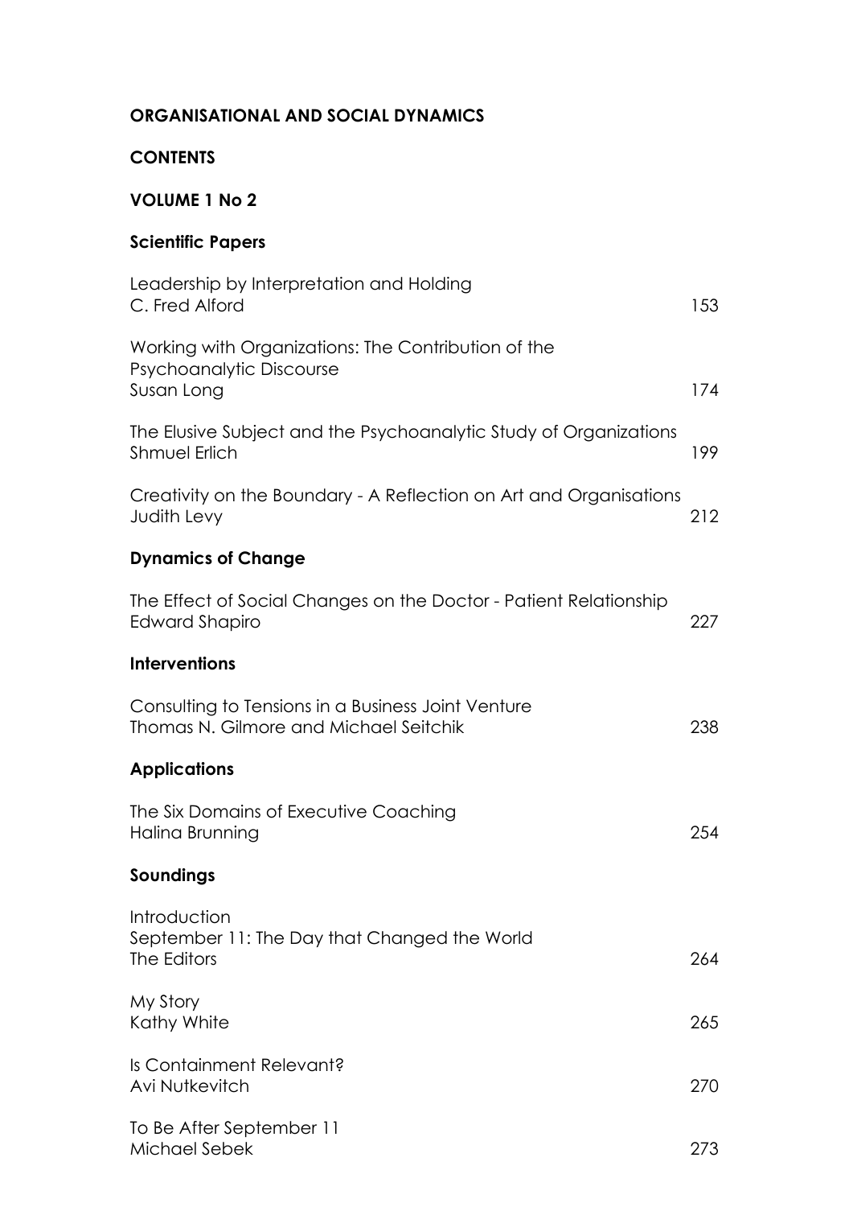**ORGANISATIONAL AND SOCIAL DYNAMICS**

**CONTENTS**

**VOLUME 1 No 2**

**Scientific Papers**

| | |
|---|---|
| Leadership by Interpretation and Holding<br>C. Fred Alford | 153 |
| Working with Organizations: The Contribution of the Psychoanalytic Discourse<br>Susan Long | 174 |
| The Elusive Subject and the Psychoanalytic Study of Organizations<br>Shmuel Erlich | 199 |
| Creativity on the Boundary - A Reflection on Art and Organisations<br>Judith Levy | 212 |

**Dynamics of Change**

| | |
|---|---|
| The Effect of Social Changes on the Doctor - Patient Relationship<br>Edward Shapiro | 227 |

**Interventions**

| | |
|---|---|
| Consulting to Tensions in a Business Joint Venture<br>Thomas N. Gilmore and Michael Seitchik | 238 |

**Applications**

| | |
|---|---|
| The Six Domains of Executive Coaching<br>Halina Brunning | 254 |

**Soundings**

| | |
|---|---|
| Introduction<br>September 11: The Day that Changed the World<br>The Editors | 264 |
| My Story<br>Kathy White | 265 |
| Is Containment Relevant?<br>Avi Nutkevitch | 270 |
| To Be After September 11<br>Michael Sebek | 273 |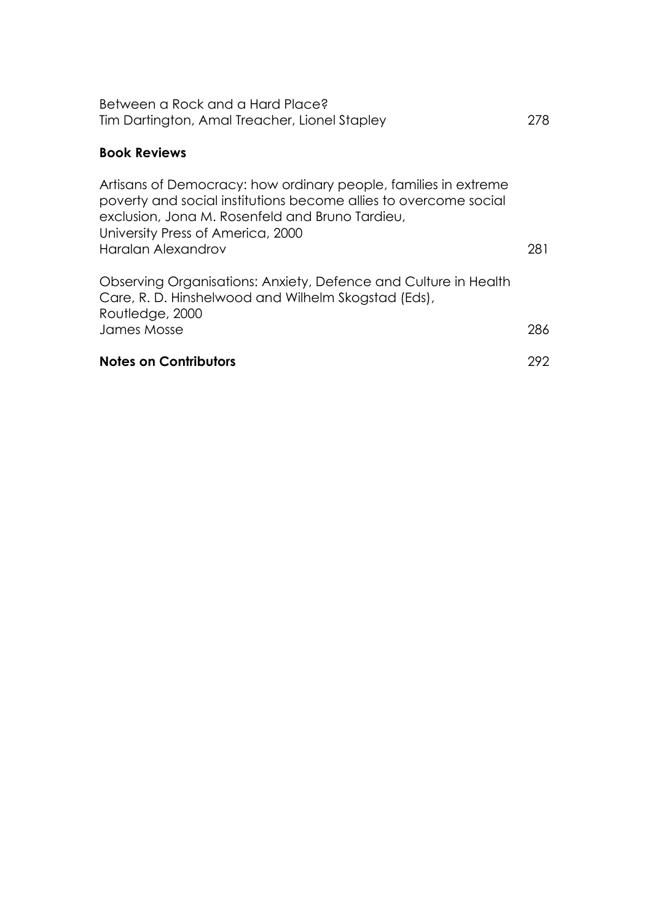Between a Rock and a Hard Place?
Tim Dartington, Amal Treacher, Lionel Stapley 278

**Book Reviews**

Artisans of Democracy: how ordinary people, families in extreme poverty and social institutions become allies to overcome social exclusion, Jona M. Rosenfeld and Bruno Tardieu, University Press of America, 2000
Haralan Alexandrov 281

Observing Organisations: Anxiety, Defence and Culture in Health Care, R. D. Hinshelwood and Wilhelm Skogstad (Eds), Routledge, 2000
James Mosse 286

**Notes on Contributors** 292